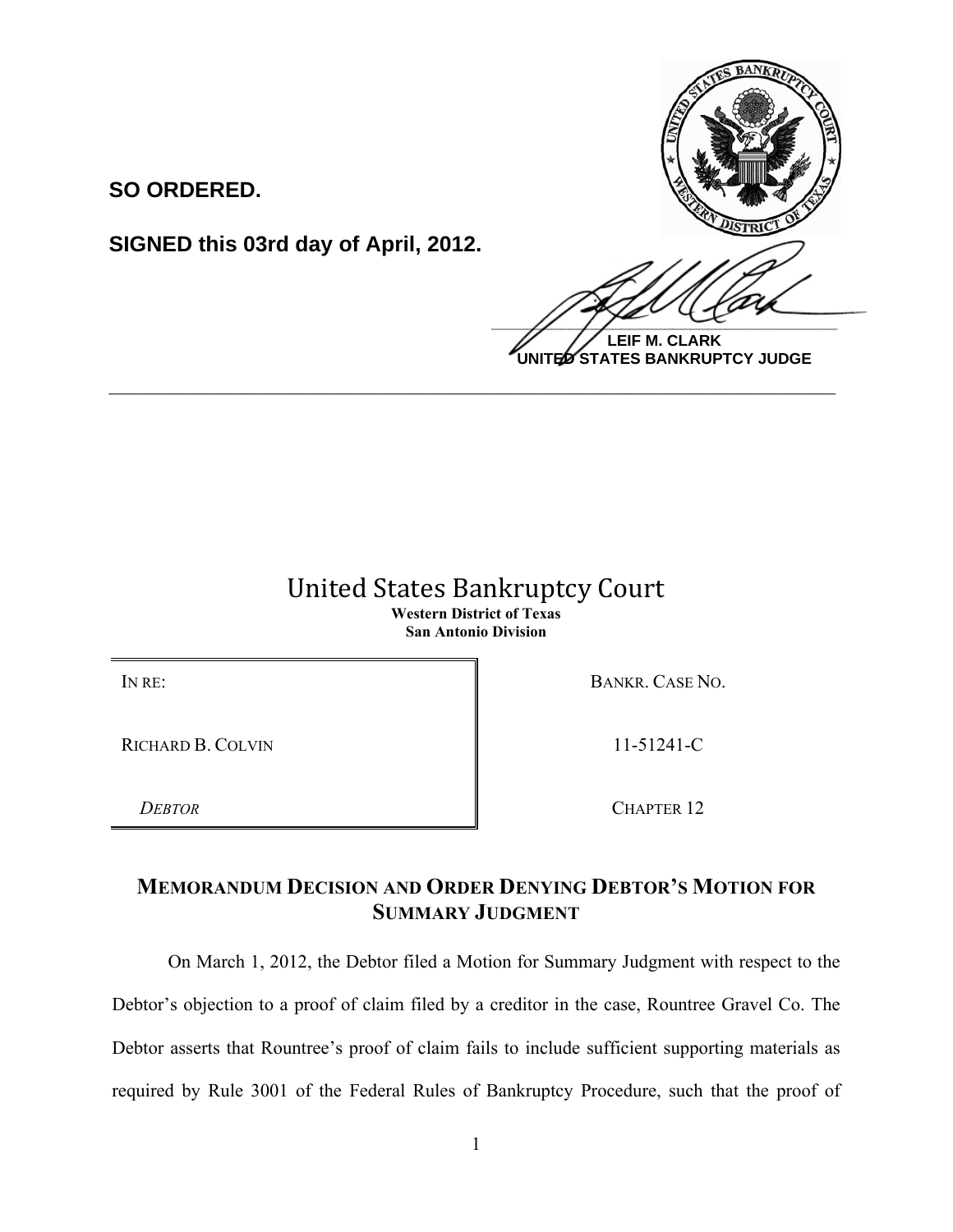**SO ORDERED.**

**SIGNED this 03rd day of April, 2012.**

**LEIF M. CLARK**
**UNITED STATES BANKRUPTCY JUDGE**

---

# United States Bankruptcy Court

**Western District of Texas**
**San Antonio Division**

| | |
|---|---|
| IN RE: | BANKR. CASE NO. |
| RICHARD B. COLVIN | 11-51241-C |
| *DEBTOR* | CHAPTER 12 |

## MEMORANDUM DECISION AND ORDER DENYING DEBTOR'S MOTION FOR SUMMARY JUDGMENT

On March 1, 2012, the Debtor filed a Motion for Summary Judgment with respect to the Debtor's objection to a proof of claim filed by a creditor in the case, Rountree Gravel Co. The Debtor asserts that Rountree's proof of claim fails to include sufficient supporting materials as required by Rule 3001 of the Federal Rules of Bankruptcy Procedure, such that the proof of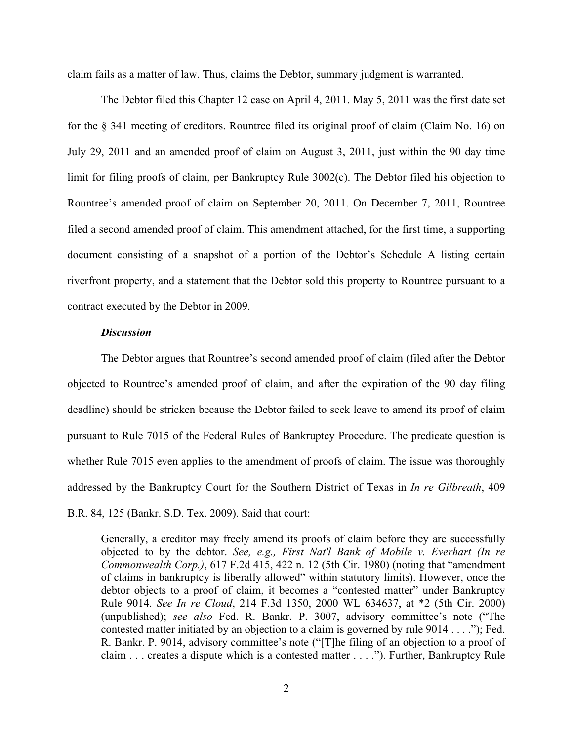claim fails as a matter of law. Thus, claims the Debtor, summary judgment is warranted.

The Debtor filed this Chapter 12 case on April 4, 2011. May 5, 2011 was the first date set for the § 341 meeting of creditors. Rountree filed its original proof of claim (Claim No. 16) on July 29, 2011 and an amended proof of claim on August 3, 2011, just within the 90 day time limit for filing proofs of claim, per Bankruptcy Rule 3002(c). The Debtor filed his objection to Rountree's amended proof of claim on September 20, 2011. On December 7, 2011, Rountree filed a second amended proof of claim. This amendment attached, for the first time, a supporting document consisting of a snapshot of a portion of the Debtor's Schedule A listing certain riverfront property, and a statement that the Debtor sold this property to Rountree pursuant to a contract executed by the Debtor in 2009.

***Discussion***

The Debtor argues that Rountree's second amended proof of claim (filed after the Debtor objected to Rountree's amended proof of claim, and after the expiration of the 90 day filing deadline) should be stricken because the Debtor failed to seek leave to amend its proof of claim pursuant to Rule 7015 of the Federal Rules of Bankruptcy Procedure. The predicate question is whether Rule 7015 even applies to the amendment of proofs of claim. The issue was thoroughly addressed by the Bankruptcy Court for the Southern District of Texas in *In re Gilbreath*, 409 B.R. 84, 125 (Bankr. S.D. Tex. 2009). Said that court:

> Generally, a creditor may freely amend its proofs of claim before they are successfully objected to by the debtor. *See, e.g., First Nat'l Bank of Mobile v. Everhart (In re Commonwealth Corp.)*, 617 F.2d 415, 422 n. 12 (5th Cir. 1980) (noting that "amendment of claims in bankruptcy is liberally allowed" within statutory limits). However, once the debtor objects to a proof of claim, it becomes a "contested matter" under Bankruptcy Rule 9014. *See In re Cloud*, 214 F.3d 1350, 2000 WL 634637, at *2 (5th Cir. 2000) (unpublished); *see also* Fed. R. Bankr. P. 3007, advisory committee's note ("The contested matter initiated by an objection to a claim is governed by rule 9014 . . . ."); Fed. R. Bankr. P. 9014, advisory committee's note ("[T]he filing of an objection to a proof of claim . . . creates a dispute which is a contested matter . . . ."). Further, Bankruptcy Rule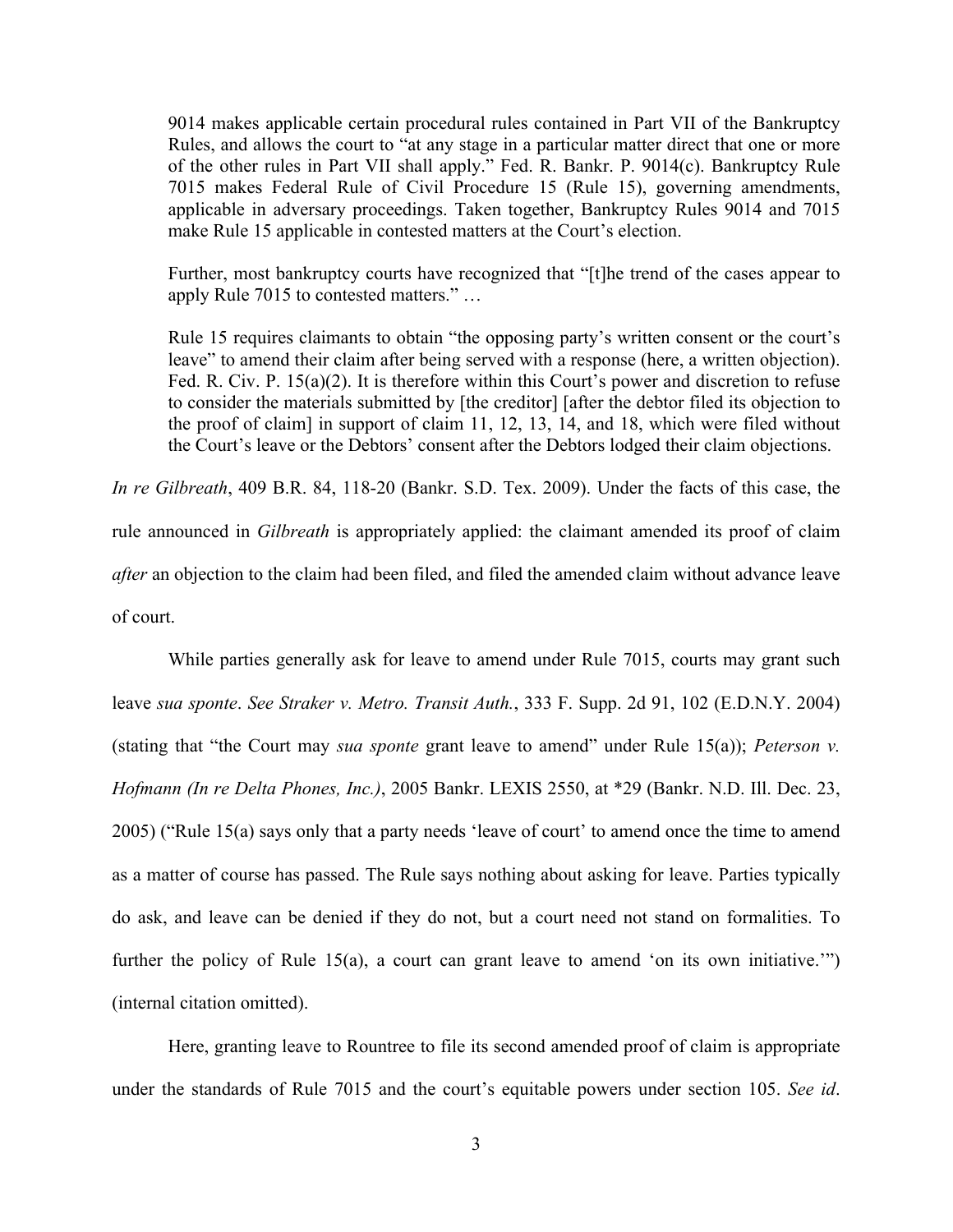> 9014 makes applicable certain procedural rules contained in Part VII of the Bankruptcy Rules, and allows the court to "at any stage in a particular matter direct that one or more of the other rules in Part VII shall apply." Fed. R. Bankr. P. 9014(c). Bankruptcy Rule 7015 makes Federal Rule of Civil Procedure 15 (Rule 15), governing amendments, applicable in adversary proceedings. Taken together, Bankruptcy Rules 9014 and 7015 make Rule 15 applicable in contested matters at the Court's election.
>
> Further, most bankruptcy courts have recognized that "[t]he trend of the cases appear to apply Rule 7015 to contested matters." …
>
> Rule 15 requires claimants to obtain "the opposing party's written consent or the court's leave" to amend their claim after being served with a response (here, a written objection). Fed. R. Civ. P. 15(a)(2). It is therefore within this Court's power and discretion to refuse to consider the materials submitted by [the creditor] [after the debtor filed its objection to the proof of claim] in support of claim 11, 12, 13, 14, and 18, which were filed without the Court's leave or the Debtors' consent after the Debtors lodged their claim objections.

*In re Gilbreath*, 409 B.R. 84, 118-20 (Bankr. S.D. Tex. 2009). Under the facts of this case, the rule announced in *Gilbreath* is appropriately applied: the claimant amended its proof of claim *after* an objection to the claim had been filed, and filed the amended claim without advance leave of court.

While parties generally ask for leave to amend under Rule 7015, courts may grant such leave *sua sponte*. *See Straker v. Metro. Transit Auth.*, 333 F. Supp. 2d 91, 102 (E.D.N.Y. 2004) (stating that "the Court may *sua sponte* grant leave to amend" under Rule 15(a)); *Peterson v. Hofmann (In re Delta Phones, Inc.)*, 2005 Bankr. LEXIS 2550, at *29 (Bankr. N.D. Ill. Dec. 23, 2005) ("Rule 15(a) says only that a party needs 'leave of court' to amend once the time to amend as a matter of course has passed. The Rule says nothing about asking for leave. Parties typically do ask, and leave can be denied if they do not, but a court need not stand on formalities. To further the policy of Rule 15(a), a court can grant leave to amend 'on its own initiative.'") (internal citation omitted).

Here, granting leave to Rountree to file its second amended proof of claim is appropriate under the standards of Rule 7015 and the court's equitable powers under section 105. *See id*.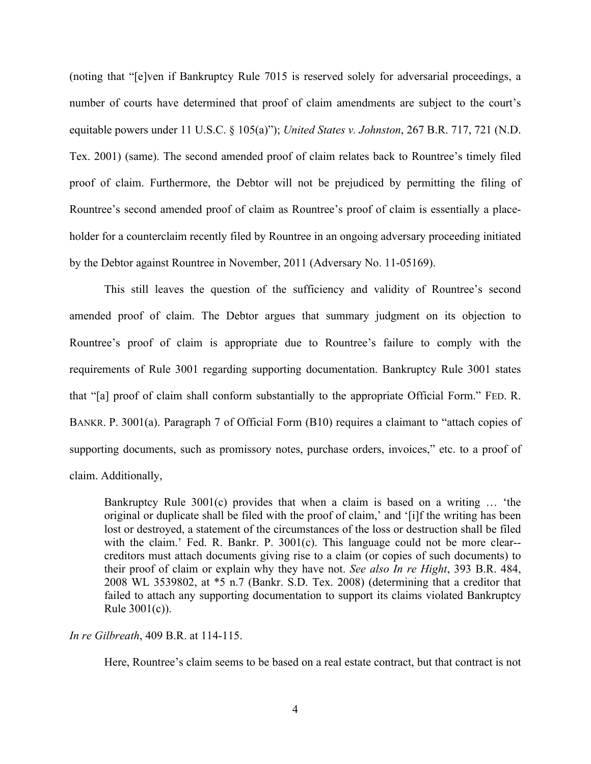(noting that "[e]ven if Bankruptcy Rule 7015 is reserved solely for adversarial proceedings, a number of courts have determined that proof of claim amendments are subject to the court's equitable powers under 11 U.S.C. § 105(a)"); *United States v. Johnston*, 267 B.R. 717, 721 (N.D. Tex. 2001) (same). The second amended proof of claim relates back to Rountree's timely filed proof of claim. Furthermore, the Debtor will not be prejudiced by permitting the filing of Rountree's second amended proof of claim as Rountree's proof of claim is essentially a place-holder for a counterclaim recently filed by Rountree in an ongoing adversary proceeding initiated by the Debtor against Rountree in November, 2011 (Adversary No. 11-05169).

This still leaves the question of the sufficiency and validity of Rountree's second amended proof of claim. The Debtor argues that summary judgment on its objection to Rountree's proof of claim is appropriate due to Rountree's failure to comply with the requirements of Rule 3001 regarding supporting documentation. Bankruptcy Rule 3001 states that "[a] proof of claim shall conform substantially to the appropriate Official Form." FED. R. BANKR. P. 3001(a). Paragraph 7 of Official Form (B10) requires a claimant to "attach copies of supporting documents, such as promissory notes, purchase orders, invoices," etc. to a proof of claim. Additionally,

> Bankruptcy Rule 3001(c) provides that when a claim is based on a writing … 'the original or duplicate shall be filed with the proof of claim,' and '[i]f the writing has been lost or destroyed, a statement of the circumstances of the loss or destruction shall be filed with the claim.' Fed. R. Bankr. P. 3001(c). This language could not be more clear--creditors must attach documents giving rise to a claim (or copies of such documents) to their proof of claim or explain why they have not. *See also In re Hight*, 393 B.R. 484, 2008 WL 3539802, at *5 n.7 (Bankr. S.D. Tex. 2008) (determining that a creditor that failed to attach any supporting documentation to support its claims violated Bankruptcy Rule 3001(c)).

*In re Gilbreath*, 409 B.R. at 114-115.

Here, Rountree's claim seems to be based on a real estate contract, but that contract is not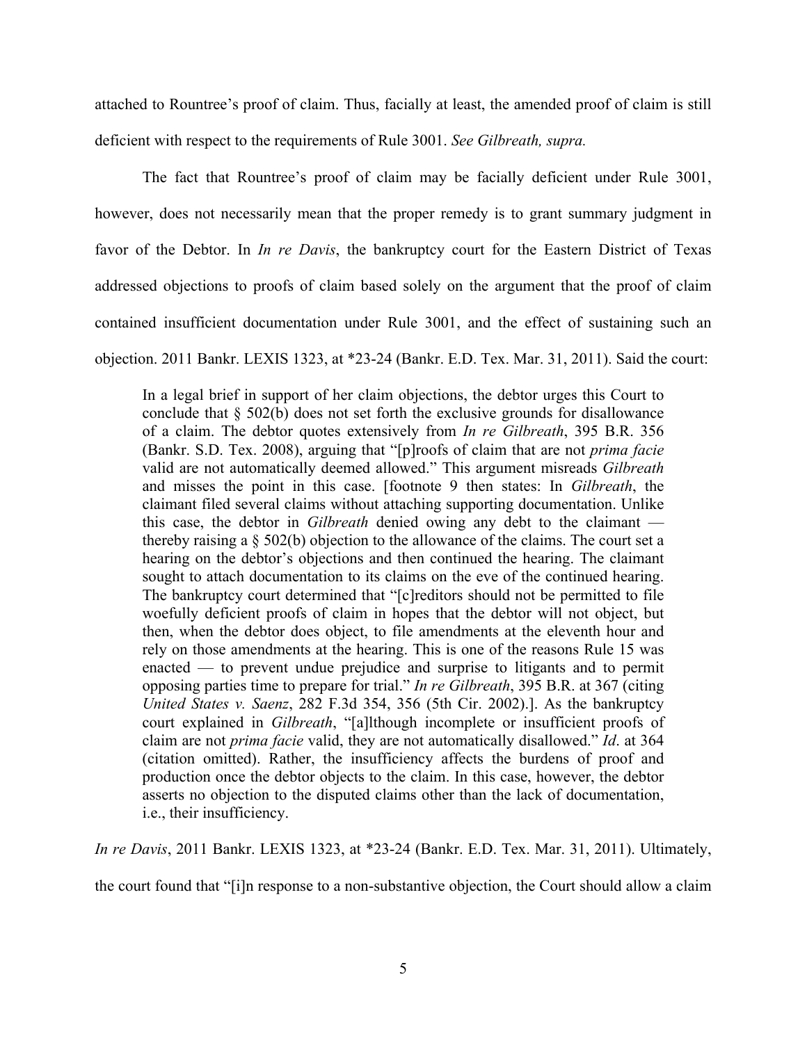attached to Rountree's proof of claim. Thus, facially at least, the amended proof of claim is still deficient with respect to the requirements of Rule 3001. *See Gilbreath, supra.*

The fact that Rountree's proof of claim may be facially deficient under Rule 3001, however, does not necessarily mean that the proper remedy is to grant summary judgment in favor of the Debtor. In *In re Davis*, the bankruptcy court for the Eastern District of Texas addressed objections to proofs of claim based solely on the argument that the proof of claim contained insufficient documentation under Rule 3001, and the effect of sustaining such an objection. 2011 Bankr. LEXIS 1323, at *23-24 (Bankr. E.D. Tex. Mar. 31, 2011). Said the court:

> In a legal brief in support of her claim objections, the debtor urges this Court to conclude that § 502(b) does not set forth the exclusive grounds for disallowance of a claim. The debtor quotes extensively from *In re Gilbreath*, 395 B.R. 356 (Bankr. S.D. Tex. 2008), arguing that "[p]roofs of claim that are not *prima facie* valid are not automatically deemed allowed." This argument misreads *Gilbreath* and misses the point in this case. [footnote 9 then states: In *Gilbreath*, the claimant filed several claims without attaching supporting documentation. Unlike this case, the debtor in *Gilbreath* denied owing any debt to the claimant — thereby raising a § 502(b) objection to the allowance of the claims. The court set a hearing on the debtor's objections and then continued the hearing. The claimant sought to attach documentation to its claims on the eve of the continued hearing. The bankruptcy court determined that "[c]reditors should not be permitted to file woefully deficient proofs of claim in hopes that the debtor will not object, but then, when the debtor does object, to file amendments at the eleventh hour and rely on those amendments at the hearing. This is one of the reasons Rule 15 was enacted — to prevent undue prejudice and surprise to litigants and to permit opposing parties time to prepare for trial." *In re Gilbreath*, 395 B.R. at 367 (citing *United States v. Saenz*, 282 F.3d 354, 356 (5th Cir. 2002).]. As the bankruptcy court explained in *Gilbreath*, "[a]lthough incomplete or insufficient proofs of claim are not *prima facie* valid, they are not automatically disallowed." *Id*. at 364 (citation omitted). Rather, the insufficiency affects the burdens of proof and production once the debtor objects to the claim. In this case, however, the debtor asserts no objection to the disputed claims other than the lack of documentation, i.e., their insufficiency.

*In re Davis*, 2011 Bankr. LEXIS 1323, at *23-24 (Bankr. E.D. Tex. Mar. 31, 2011). Ultimately, the court found that "[i]n response to a non-substantive objection, the Court should allow a claim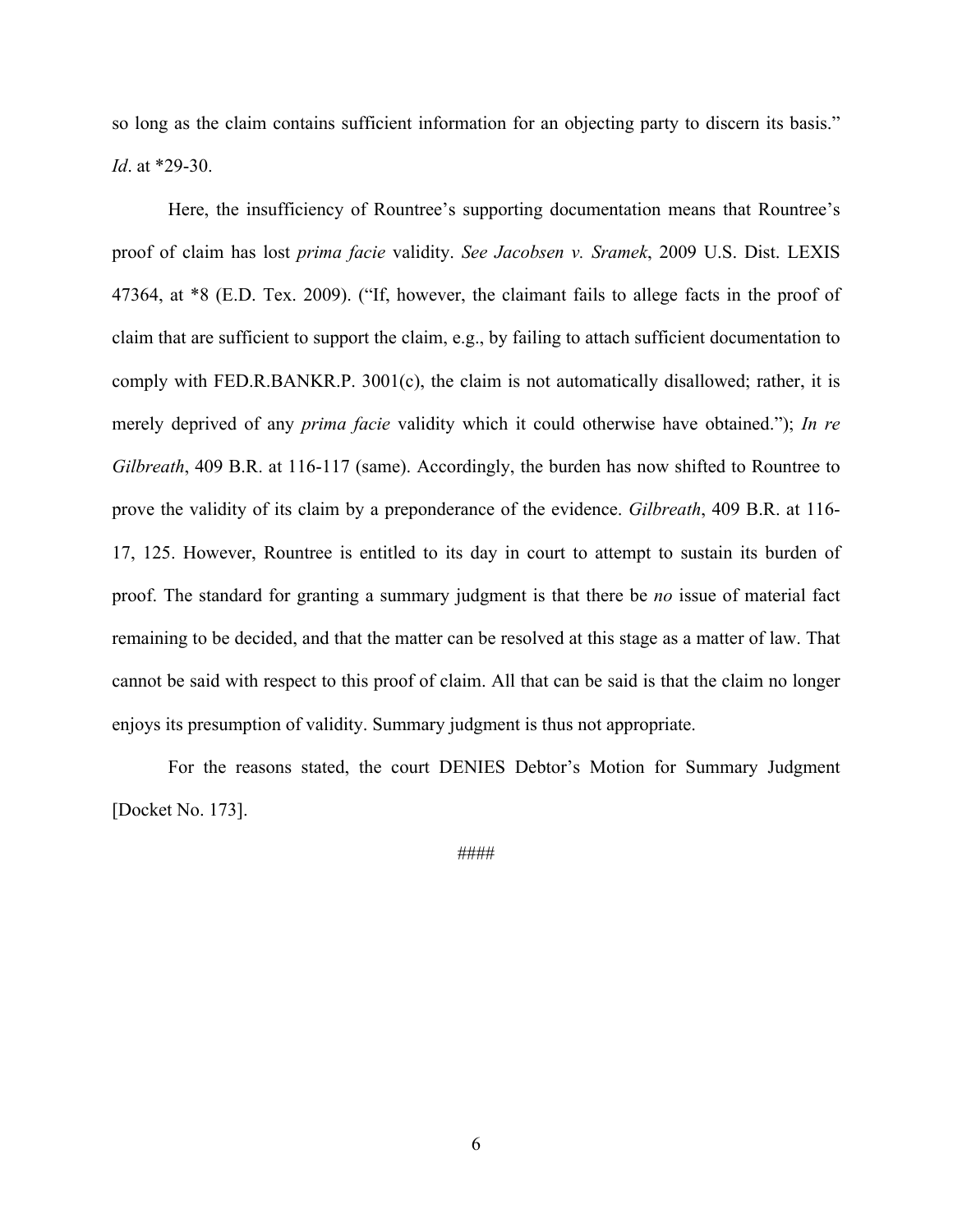so long as the claim contains sufficient information for an objecting party to discern its basis." *Id*. at *29-30.

Here, the insufficiency of Rountree's supporting documentation means that Rountree's proof of claim has lost *prima facie* validity. *See Jacobsen v. Sramek*, 2009 U.S. Dist. LEXIS 47364, at *8 (E.D. Tex. 2009). ("If, however, the claimant fails to allege facts in the proof of claim that are sufficient to support the claim, e.g., by failing to attach sufficient documentation to comply with FED.R.BANKR.P. 3001(c), the claim is not automatically disallowed; rather, it is merely deprived of any *prima facie* validity which it could otherwise have obtained."); *In re Gilbreath*, 409 B.R. at 116-117 (same). Accordingly, the burden has now shifted to Rountree to prove the validity of its claim by a preponderance of the evidence. *Gilbreath*, 409 B.R. at 116-17, 125. However, Rountree is entitled to its day in court to attempt to sustain its burden of proof. The standard for granting a summary judgment is that there be *no* issue of material fact remaining to be decided, and that the matter can be resolved at this stage as a matter of law. That cannot be said with respect to this proof of claim. All that can be said is that the claim no longer enjoys its presumption of validity. Summary judgment is thus not appropriate.

For the reasons stated, the court DENIES Debtor's Motion for Summary Judgment [Docket No. 173].

####